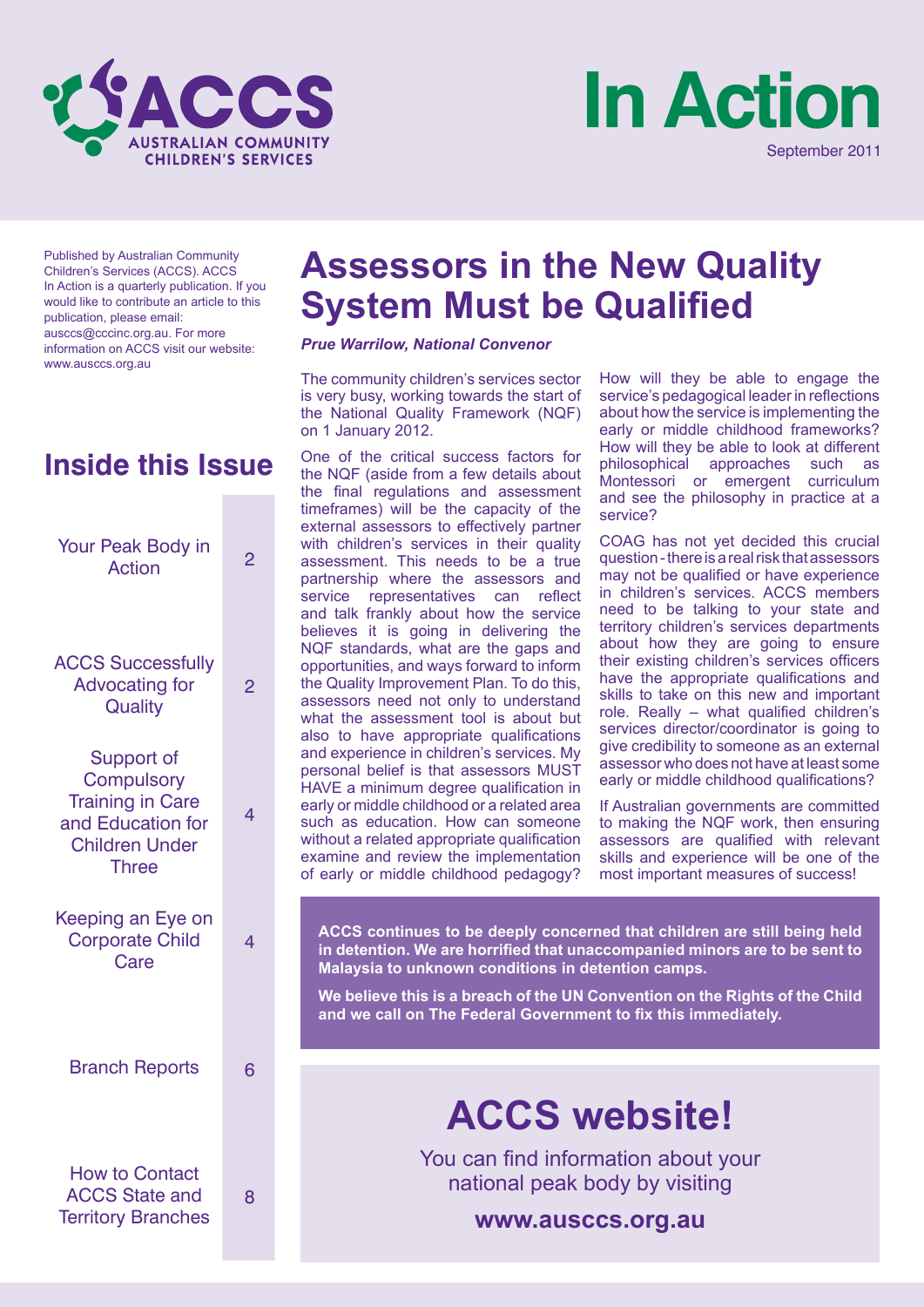# ACCS Australian Community Children's Services

# In Action

September 2011

Published by Australian Community Children's Services (ACCS). ACCS In Action is a quarterly publication. If you would like to contribute an article to this publication, please email: ausccs@cccinc.org.au. For more information on ACCS visit our website: www.ausccs.org.au

## Inside this Issue

| | |
|---|---|
| Your Peak Body in Action | 2 |
| ACCS Successfully Advocating for Quality | 2 |
| Support of Compulsory Training in Care and Education for Children Under Three | 4 |
| Keeping an Eye on Corporate Child Care | 4 |
| Branch Reports | 6 |
| How to Contact ACCS State and Territory Branches | 8 |

# Assessors in the New Quality System Must be Qualified

***Prue Warrilow, National Convenor***

The community children's services sector is very busy, working towards the start of the National Quality Framework (NQF) on 1 January 2012.

One of the critical success factors for the NQF (aside from a few details about the final regulations and assessment timeframes) will be the capacity of the external assessors to effectively partner with children's services in their quality assessment. This needs to be a true partnership where the assessors and service representatives can reflect and talk frankly about how the service believes it is going in delivering the NQF standards, what are the gaps and opportunities, and ways forward to inform the Quality Improvement Plan. To do this, assessors need not only to understand what the assessment tool is about but also to have appropriate qualifications and experience in children's services. My personal belief is that assessors MUST HAVE a minimum degree qualification in early or middle childhood or a related area such as education. How can someone without a related appropriate qualification examine and review the implementation of early or middle childhood pedagogy? How will they be able to engage the service's pedagogical leader in reflections about how the service is implementing the early or middle childhood frameworks? How will they be able to look at different philosophical approaches such as Montessori or emergent curriculum and see the philosophy in practice at a service?

COAG has not yet decided this crucial question - there is a real risk that assessors may not be qualified or have experience in children's services. ACCS members need to be talking to your state and territory children's services departments about how they are going to ensure their existing children's services officers have the appropriate qualifications and skills to take on this new and important role. Really – what qualified children's services director/coordinator is going to give credibility to someone as an external assessor who does not have at least some early or middle childhood qualifications?

If Australian governments are committed to making the NQF work, then ensuring assessors are qualified with relevant skills and experience will be one of the most important measures of success!

**ACCS continues to be deeply concerned that children are still being held in detention. We are horrified that unaccompanied minors are to be sent to Malaysia to unknown conditions in detention camps.**

**We believe this is a breach of the UN Convention on the Rights of the Child and we call on The Federal Government to fix this immediately.**

# ACCS website!

You can find information about your national peak body by visiting

**www.ausccs.org.au**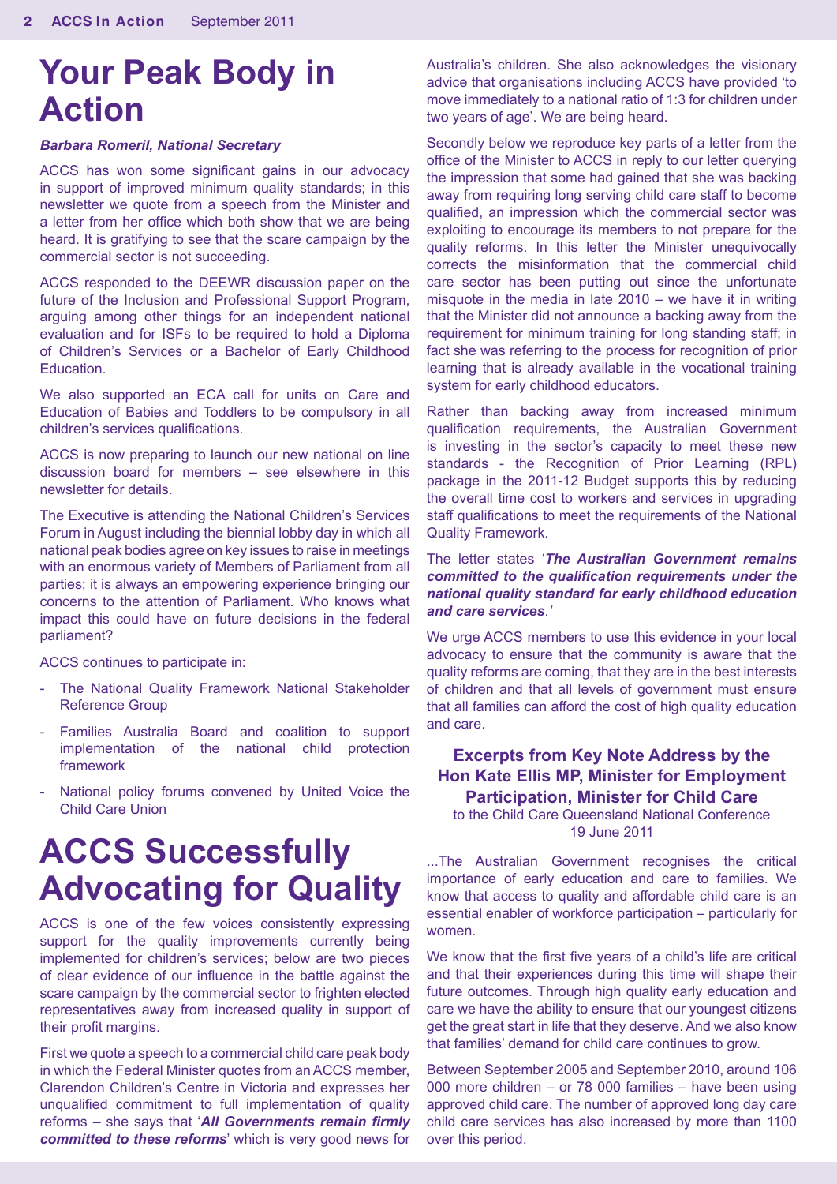# Your Peak Body in Action

***Barbara Romeril, National Secretary***

ACCS has won some significant gains in our advocacy in support of improved minimum quality standards; in this newsletter we quote from a speech from the Minister and a letter from her office which both show that we are being heard. It is gratifying to see that the scare campaign by the commercial sector is not succeeding.

ACCS responded to the DEEWR discussion paper on the future of the Inclusion and Professional Support Program, arguing among other things for an independent national evaluation and for ISFs to be required to hold a Diploma of Children's Services or a Bachelor of Early Childhood Education.

We also supported an ECA call for units on Care and Education of Babies and Toddlers to be compulsory in all children's services qualifications.

ACCS is now preparing to launch our new national on line discussion board for members – see elsewhere in this newsletter for details.

The Executive is attending the National Children's Services Forum in August including the biennial lobby day in which all national peak bodies agree on key issues to raise in meetings with an enormous variety of Members of Parliament from all parties; it is always an empowering experience bringing our concerns to the attention of Parliament. Who knows what impact this could have on future decisions in the federal parliament?

ACCS continues to participate in:

- The National Quality Framework National Stakeholder Reference Group
- Families Australia Board and coalition to support implementation of the national child protection framework
- National policy forums convened by United Voice the Child Care Union

# ACCS Successfully Advocating for Quality

ACCS is one of the few voices consistently expressing support for the quality improvements currently being implemented for children's services; below are two pieces of clear evidence of our influence in the battle against the scare campaign by the commercial sector to frighten elected representatives away from increased quality in support of their profit margins.

First we quote a speech to a commercial child care peak body in which the Federal Minister quotes from an ACCS member, Clarendon Children's Centre in Victoria and expresses her unqualified commitment to full implementation of quality reforms – she says that '***All Governments remain firmly committed to these reforms***' which is very good news for Australia's children. She also acknowledges the visionary advice that organisations including ACCS have provided 'to move immediately to a national ratio of 1:3 for children under two years of age'. We are being heard.

Secondly below we reproduce key parts of a letter from the office of the Minister to ACCS in reply to our letter querying the impression that some had gained that she was backing away from requiring long serving child care staff to become qualified, an impression which the commercial sector was exploiting to encourage its members to not prepare for the quality reforms. In this letter the Minister unequivocally corrects the misinformation that the commercial child care sector has been putting out since the unfortunate misquote in the media in late 2010 – we have it in writing that the Minister did not announce a backing away from the requirement for minimum training for long standing staff; in fact she was referring to the process for recognition of prior learning that is already available in the vocational training system for early childhood educators.

Rather than backing away from increased minimum qualification requirements, the Australian Government is investing in the sector's capacity to meet these new standards - the Recognition of Prior Learning (RPL) package in the 2011-12 Budget supports this by reducing the overall time cost to workers and services in upgrading staff qualifications to meet the requirements of the National Quality Framework.

The letter states '***The Australian Government remains committed to the qualification requirements under the national quality standard for early childhood education and care services***.'

We urge ACCS members to use this evidence in your local advocacy to ensure that the community is aware that the quality reforms are coming, that they are in the best interests of children and that all levels of government must ensure that all families can afford the cost of high quality education and care.

### Excerpts from Key Note Address by the Hon Kate Ellis MP, Minister for Employment Participation, Minister for Child Care

to the Child Care Queensland National Conference
19 June 2011

...The Australian Government recognises the critical importance of early education and care to families. We know that access to quality and affordable child care is an essential enabler of workforce participation – particularly for women.

We know that the first five years of a child's life are critical and that their experiences during this time will shape their future outcomes. Through high quality early education and care we have the ability to ensure that our youngest citizens get the great start in life that they deserve. And we also know that families' demand for child care continues to grow.

Between September 2005 and September 2010, around 106 000 more children – or 78 000 families – have been using approved child care. The number of approved long day care child care services has also increased by more than 1100 over this period.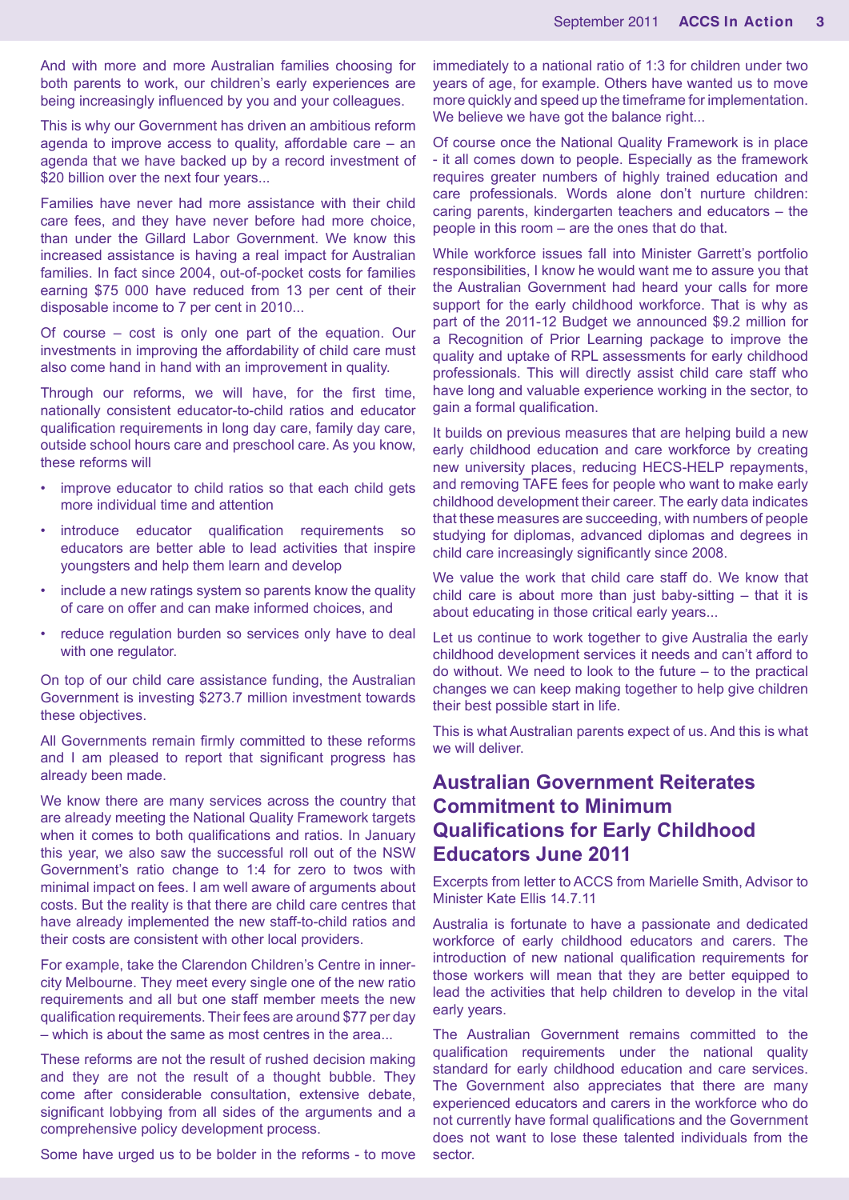And with more and more Australian families choosing for both parents to work, our children's early experiences are being increasingly influenced by you and your colleagues.

This is why our Government has driven an ambitious reform agenda to improve access to quality, affordable care – an agenda that we have backed up by a record investment of $20 billion over the next four years...

Families have never had more assistance with their child care fees, and they have never before had more choice, than under the Gillard Labor Government. We know this increased assistance is having a real impact for Australian families. In fact since 2004, out-of-pocket costs for families earning $75 000 have reduced from 13 per cent of their disposable income to 7 per cent in 2010...

Of course – cost is only one part of the equation. Our investments in improving the affordability of child care must also come hand in hand with an improvement in quality.

Through our reforms, we will have, for the first time, nationally consistent educator-to-child ratios and educator qualification requirements in long day care, family day care, outside school hours care and preschool care. As you know, these reforms will

- improve educator to child ratios so that each child gets more individual time and attention
- introduce educator qualification requirements so educators are better able to lead activities that inspire youngsters and help them learn and develop
- include a new ratings system so parents know the quality of care on offer and can make informed choices, and
- reduce regulation burden so services only have to deal with one regulator.

On top of our child care assistance funding, the Australian Government is investing $273.7 million investment towards these objectives.

All Governments remain firmly committed to these reforms and I am pleased to report that significant progress has already been made.

We know there are many services across the country that are already meeting the National Quality Framework targets when it comes to both qualifications and ratios. In January this year, we also saw the successful roll out of the NSW Government's ratio change to 1:4 for zero to twos with minimal impact on fees. I am well aware of arguments about costs. But the reality is that there are child care centres that have already implemented the new staff-to-child ratios and their costs are consistent with other local providers.

For example, take the Clarendon Children's Centre in inner-city Melbourne. They meet every single one of the new ratio requirements and all but one staff member meets the new qualification requirements. Their fees are around $77 per day – which is about the same as most centres in the area...

These reforms are not the result of rushed decision making and they are not the result of a thought bubble. They come after considerable consultation, extensive debate, significant lobbying from all sides of the arguments and a comprehensive policy development process.

Some have urged us to be bolder in the reforms - to move immediately to a national ratio of 1:3 for children under two years of age, for example. Others have wanted us to move more quickly and speed up the timeframe for implementation. We believe we have got the balance right...

Of course once the National Quality Framework is in place - it all comes down to people. Especially as the framework requires greater numbers of highly trained education and care professionals. Words alone don't nurture children: caring parents, kindergarten teachers and educators – the people in this room – are the ones that do that.

While workforce issues fall into Minister Garrett's portfolio responsibilities, I know he would want me to assure you that the Australian Government had heard your calls for more support for the early childhood workforce. That is why as part of the 2011-12 Budget we announced $9.2 million for a Recognition of Prior Learning package to improve the quality and uptake of RPL assessments for early childhood professionals. This will directly assist child care staff who have long and valuable experience working in the sector, to gain a formal qualification.

It builds on previous measures that are helping build a new early childhood education and care workforce by creating new university places, reducing HECS-HELP repayments, and removing TAFE fees for people who want to make early childhood development their career. The early data indicates that these measures are succeeding, with numbers of people studying for diplomas, advanced diplomas and degrees in child care increasingly significantly since 2008.

We value the work that child care staff do. We know that child care is about more than just baby-sitting – that it is about educating in those critical early years...

Let us continue to work together to give Australia the early childhood development services it needs and can't afford to do without. We need to look to the future – to the practical changes we can keep making together to help give children their best possible start in life.

This is what Australian parents expect of us. And this is what we will deliver.

## Australian Government Reiterates Commitment to Minimum Qualifications for Early Childhood Educators June 2011

Excerpts from letter to ACCS from Marielle Smith, Advisor to Minister Kate Ellis 14.7.11

Australia is fortunate to have a passionate and dedicated workforce of early childhood educators and carers. The introduction of new national qualification requirements for those workers will mean that they are better equipped to lead the activities that help children to develop in the vital early years.

The Australian Government remains committed to the qualification requirements under the national quality standard for early childhood education and care services. The Government also appreciates that there are many experienced educators and carers in the workforce who do not currently have formal qualifications and the Government does not want to lose these talented individuals from the sector.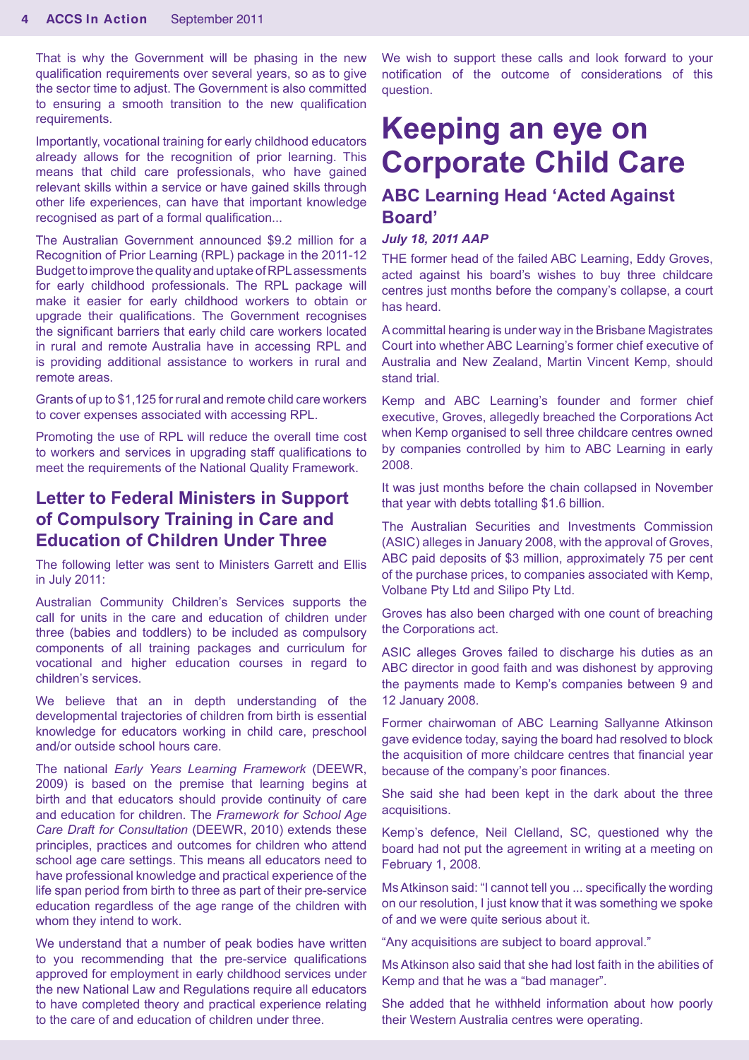That is why the Government will be phasing in the new qualification requirements over several years, so as to give the sector time to adjust. The Government is also committed to ensuring a smooth transition to the new qualification requirements.

Importantly, vocational training for early childhood educators already allows for the recognition of prior learning. This means that child care professionals, who have gained relevant skills within a service or have gained skills through other life experiences, can have that important knowledge recognised as part of a formal qualification...

The Australian Government announced $9.2 million for a Recognition of Prior Learning (RPL) package in the 2011-12 Budget to improve the quality and uptake of RPL assessments for early childhood professionals. The RPL package will make it easier for early childhood workers to obtain or upgrade their qualifications. The Government recognises the significant barriers that early child care workers located in rural and remote Australia have in accessing RPL and is providing additional assistance to workers in rural and remote areas.

Grants of up to $1,125 for rural and remote child care workers to cover expenses associated with accessing RPL.

Promoting the use of RPL will reduce the overall time cost to workers and services in upgrading staff qualifications to meet the requirements of the National Quality Framework.

## Letter to Federal Ministers in Support of Compulsory Training in Care and Education of Children Under Three

The following letter was sent to Ministers Garrett and Ellis in July 2011:

Australian Community Children's Services supports the call for units in the care and education of children under three (babies and toddlers) to be included as compulsory components of all training packages and curriculum for vocational and higher education courses in regard to children's services.

We believe that an in depth understanding of the developmental trajectories of children from birth is essential knowledge for educators working in child care, preschool and/or outside school hours care.

The national *Early Years Learning Framework* (DEEWR, 2009) is based on the premise that learning begins at birth and that educators should provide continuity of care and education for children. The *Framework for School Age Care Draft for Consultation* (DEEWR, 2010) extends these principles, practices and outcomes for children who attend school age care settings. This means all educators need to have professional knowledge and practical experience of the life span period from birth to three as part of their pre-service education regardless of the age range of the children with whom they intend to work.

We understand that a number of peak bodies have written to you recommending that the pre-service qualifications approved for employment in early childhood services under the new National Law and Regulations require all educators to have completed theory and practical experience relating to the care of and education of children under three.

We wish to support these calls and look forward to your notification of the outcome of considerations of this question.

# Keeping an eye on Corporate Child Care

## ABC Learning Head 'Acted Against Board'

***July 18, 2011 AAP***

THE former head of the failed ABC Learning, Eddy Groves, acted against his board's wishes to buy three childcare centres just months before the company's collapse, a court has heard.

A committal hearing is under way in the Brisbane Magistrates Court into whether ABC Learning's former chief executive of Australia and New Zealand, Martin Vincent Kemp, should stand trial.

Kemp and ABC Learning's founder and former chief executive, Groves, allegedly breached the Corporations Act when Kemp organised to sell three childcare centres owned by companies controlled by him to ABC Learning in early 2008.

It was just months before the chain collapsed in November that year with debts totalling $1.6 billion.

The Australian Securities and Investments Commission (ASIC) alleges in January 2008, with the approval of Groves, ABC paid deposits of $3 million, approximately 75 per cent of the purchase prices, to companies associated with Kemp, Volbane Pty Ltd and Silipo Pty Ltd.

Groves has also been charged with one count of breaching the Corporations act.

ASIC alleges Groves failed to discharge his duties as an ABC director in good faith and was dishonest by approving the payments made to Kemp's companies between 9 and 12 January 2008.

Former chairwoman of ABC Learning Sallyanne Atkinson gave evidence today, saying the board had resolved to block the acquisition of more childcare centres that financial year because of the company's poor finances.

She said she had been kept in the dark about the three acquisitions.

Kemp's defence, Neil Clelland, SC, questioned why the board had not put the agreement in writing at a meeting on February 1, 2008.

Ms Atkinson said: "I cannot tell you ... specifically the wording on our resolution, I just know that it was something we spoke of and we were quite serious about it.

"Any acquisitions are subject to board approval."

Ms Atkinson also said that she had lost faith in the abilities of Kemp and that he was a "bad manager".

She added that he withheld information about how poorly their Western Australia centres were operating.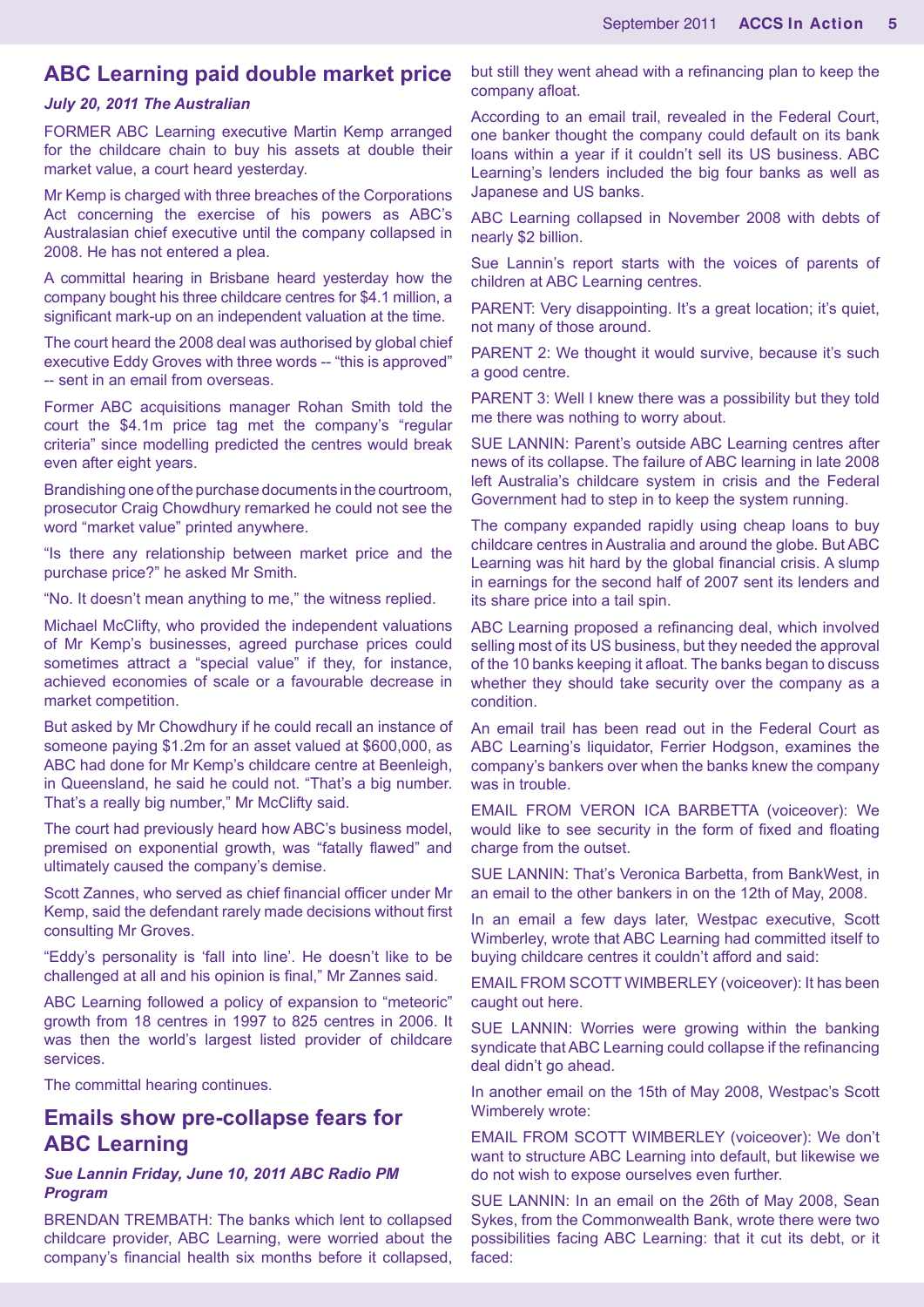## ABC Learning paid double market price

***July 20, 2011 The Australian***

FORMER ABC Learning executive Martin Kemp arranged for the childcare chain to buy his assets at double their market value, a court heard yesterday.

Mr Kemp is charged with three breaches of the Corporations Act concerning the exercise of his powers as ABC's Australasian chief executive until the company collapsed in 2008. He has not entered a plea.

A committal hearing in Brisbane heard yesterday how the company bought his three childcare centres for $4.1 million, a significant mark-up on an independent valuation at the time.

The court heard the 2008 deal was authorised by global chief executive Eddy Groves with three words -- "this is approved" -- sent in an email from overseas.

Former ABC acquisitions manager Rohan Smith told the court the $4.1m price tag met the company's "regular criteria" since modelling predicted the centres would break even after eight years.

Brandishing one of the purchase documents in the courtroom, prosecutor Craig Chowdhury remarked he could not see the word "market value" printed anywhere.

"Is there any relationship between market price and the purchase price?" he asked Mr Smith.

"No. It doesn't mean anything to me," the witness replied.

Michael McClifty, who provided the independent valuations of Mr Kemp's businesses, agreed purchase prices could sometimes attract a "special value" if they, for instance, achieved economies of scale or a favourable decrease in market competition.

But asked by Mr Chowdhury if he could recall an instance of someone paying $1.2m for an asset valued at $600,000, as ABC had done for Mr Kemp's childcare centre at Beenleigh, in Queensland, he said he could not. "That's a big number. That's a really big number," Mr McClifty said.

The court had previously heard how ABC's business model, premised on exponential growth, was "fatally flawed" and ultimately caused the company's demise.

Scott Zannes, who served as chief financial officer under Mr Kemp, said the defendant rarely made decisions without first consulting Mr Groves.

"Eddy's personality is 'fall into line'. He doesn't like to be challenged at all and his opinion is final," Mr Zannes said.

ABC Learning followed a policy of expansion to "meteoric" growth from 18 centres in 1997 to 825 centres in 2006. It was then the world's largest listed provider of childcare services.

The committal hearing continues.

## Emails show pre-collapse fears for ABC Learning

***Sue Lannin Friday, June 10, 2011 ABC Radio PM Program***

BRENDAN TREMBATH: The banks which lent to collapsed childcare provider, ABC Learning, were worried about the company's financial health six months before it collapsed, but still they went ahead with a refinancing plan to keep the company afloat.

According to an email trail, revealed in the Federal Court, one banker thought the company could default on its bank loans within a year if it couldn't sell its US business. ABC Learning's lenders included the big four banks as well as Japanese and US banks.

ABC Learning collapsed in November 2008 with debts of nearly $2 billion.

Sue Lannin's report starts with the voices of parents of children at ABC Learning centres.

PARENT: Very disappointing. It's a great location; it's quiet, not many of those around.

PARENT 2: We thought it would survive, because it's such a good centre.

PARENT 3: Well I knew there was a possibility but they told me there was nothing to worry about.

SUE LANNIN: Parent's outside ABC Learning centres after news of its collapse. The failure of ABC learning in late 2008 left Australia's childcare system in crisis and the Federal Government had to step in to keep the system running.

The company expanded rapidly using cheap loans to buy childcare centres in Australia and around the globe. But ABC Learning was hit hard by the global financial crisis. A slump in earnings for the second half of 2007 sent its lenders and its share price into a tail spin.

ABC Learning proposed a refinancing deal, which involved selling most of its US business, but they needed the approval of the 10 banks keeping it afloat. The banks began to discuss whether they should take security over the company as a condition.

An email trail has been read out in the Federal Court as ABC Learning's liquidator, Ferrier Hodgson, examines the company's bankers over when the banks knew the company was in trouble.

EMAIL FROM VERON ICA BARBETTA (voiceover): We would like to see security in the form of fixed and floating charge from the outset.

SUE LANNIN: That's Veronica Barbetta, from BankWest, in an email to the other bankers in on the 12th of May, 2008.

In an email a few days later, Westpac executive, Scott Wimberley, wrote that ABC Learning had committed itself to buying childcare centres it couldn't afford and said:

EMAIL FROM SCOTT WIMBERLEY (voiceover): It has been caught out here.

SUE LANNIN: Worries were growing within the banking syndicate that ABC Learning could collapse if the refinancing deal didn't go ahead.

In another email on the 15th of May 2008, Westpac's Scott Wimberely wrote:

EMAIL FROM SCOTT WIMBERLEY (voiceover): We don't want to structure ABC Learning into default, but likewise we do not wish to expose ourselves even further.

SUE LANNIN: In an email on the 26th of May 2008, Sean Sykes, from the Commonwealth Bank, wrote there were two possibilities facing ABC Learning: that it cut its debt, or it faced: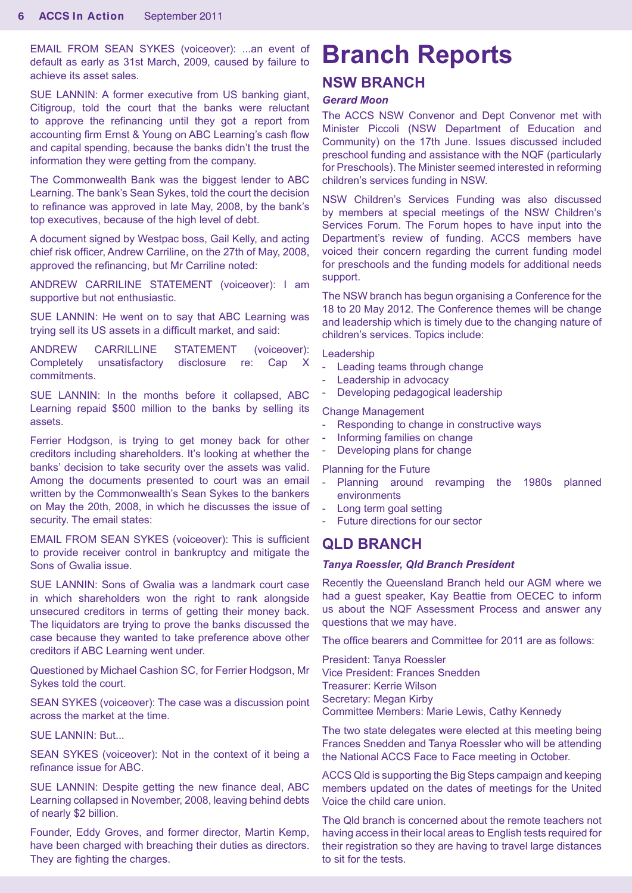EMAIL FROM SEAN SYKES (voiceover): ...an event of default as early as 31st March, 2009, caused by failure to achieve its asset sales.

SUE LANNIN: A former executive from US banking giant, Citigroup, told the court that the banks were reluctant to approve the refinancing until they got a report from accounting firm Ernst & Young on ABC Learning's cash flow and capital spending, because the banks didn't the trust the information they were getting from the company.

The Commonwealth Bank was the biggest lender to ABC Learning. The bank's Sean Sykes, told the court the decision to refinance was approved in late May, 2008, by the bank's top executives, because of the high level of debt.

A document signed by Westpac boss, Gail Kelly, and acting chief risk officer, Andrew Carriline, on the 27th of May, 2008, approved the refinancing, but Mr Carriline noted:

ANDREW CARRILINE STATEMENT (voiceover): I am supportive but not enthusiastic.

SUE LANNIN: He went on to say that ABC Learning was trying sell its US assets in a difficult market, and said:

ANDREW CARRILLINE STATEMENT (voiceover): Completely unsatisfactory disclosure re: Cap X commitments.

SUE LANNIN: In the months before it collapsed, ABC Learning repaid $500 million to the banks by selling its assets.

Ferrier Hodgson, is trying to get money back for other creditors including shareholders. It's looking at whether the banks' decision to take security over the assets was valid. Among the documents presented to court was an email written by the Commonwealth's Sean Sykes to the bankers on May the 20th, 2008, in which he discusses the issue of security. The email states:

EMAIL FROM SEAN SYKES (voiceover): This is sufficient to provide receiver control in bankruptcy and mitigate the Sons of Gwalia issue.

SUE LANNIN: Sons of Gwalia was a landmark court case in which shareholders won the right to rank alongside unsecured creditors in terms of getting their money back. The liquidators are trying to prove the banks discussed the case because they wanted to take preference above other creditors if ABC Learning went under.

Questioned by Michael Cashion SC, for Ferrier Hodgson, Mr Sykes told the court.

SEAN SYKES (voiceover): The case was a discussion point across the market at the time.

SUE LANNIN: But...

SEAN SYKES (voiceover): Not in the context of it being a refinance issue for ABC.

SUE LANNIN: Despite getting the new finance deal, ABC Learning collapsed in November, 2008, leaving behind debts of nearly $2 billion.

Founder, Eddy Groves, and former director, Martin Kemp, have been charged with breaching their duties as directors. They are fighting the charges.

# Branch Reports

## NSW BRANCH

***Gerard Moon***

The ACCS NSW Convenor and Dept Convenor met with Minister Piccoli (NSW Department of Education and Community) on the 17th June. Issues discussed included preschool funding and assistance with the NQF (particularly for Preschools). The Minister seemed interested in reforming children's services funding in NSW.

NSW Children's Services Funding was also discussed by members at special meetings of the NSW Children's Services Forum. The Forum hopes to have input into the Department's review of funding. ACCS members have voiced their concern regarding the current funding model for preschools and the funding models for additional needs support.

The NSW branch has begun organising a Conference for the 18 to 20 May 2012. The Conference themes will be change and leadership which is timely due to the changing nature of children's services. Topics include:

Leadership
- Leading teams through change
- Leadership in advocacy
- Developing pedagogical leadership

Change Management
- Responding to change in constructive ways
- Informing families on change
- Developing plans for change

Planning for the Future
- Planning around revamping the 1980s planned environments
- Long term goal setting
- Future directions for our sector

## QLD BRANCH

***Tanya Roessler, Qld Branch President***

Recently the Queensland Branch held our AGM where we had a guest speaker, Kay Beattie from OECEC to inform us about the NQF Assessment Process and answer any questions that we may have.

The office bearers and Committee for 2011 are as follows:

President: Tanya Roessler
Vice President: Frances Snedden
Treasurer: Kerrie Wilson
Secretary: Megan Kirby
Committee Members: Marie Lewis, Cathy Kennedy

The two state delegates were elected at this meeting being Frances Snedden and Tanya Roessler who will be attending the National ACCS Face to Face meeting in October.

ACCS Qld is supporting the Big Steps campaign and keeping members updated on the dates of meetings for the United Voice the child care union.

The Qld branch is concerned about the remote teachers not having access in their local areas to English tests required for their registration so they are having to travel large distances to sit for the tests.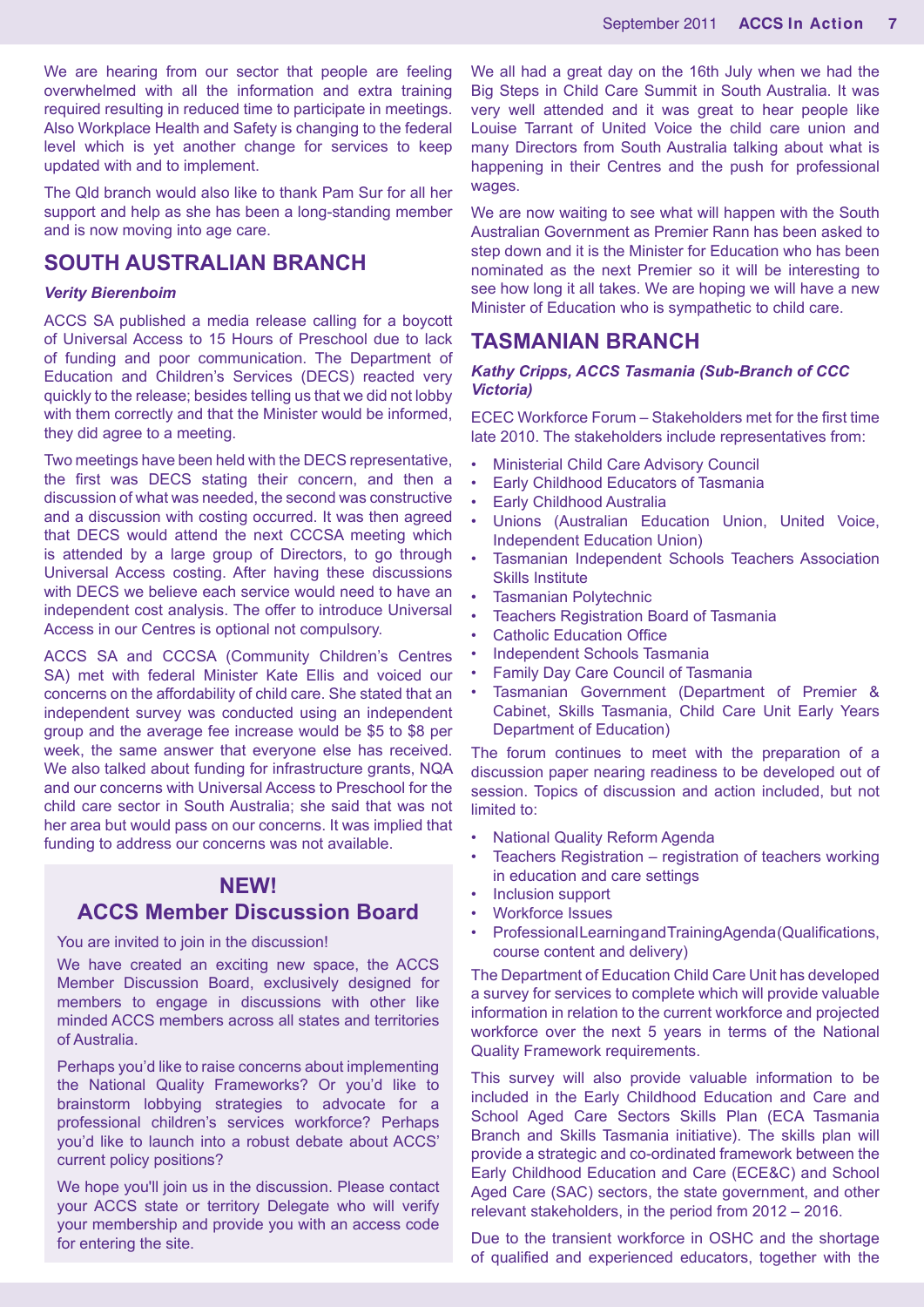We are hearing from our sector that people are feeling overwhelmed with all the information and extra training required resulting in reduced time to participate in meetings. Also Workplace Health and Safety is changing to the federal level which is yet another change for services to keep updated with and to implement.

The Qld branch would also like to thank Pam Sur for all her support and help as she has been a long-standing member and is now moving into age care.

## SOUTH AUSTRALIAN BRANCH

***Verity Bierenboim***

ACCS SA published a media release calling for a boycott of Universal Access to 15 Hours of Preschool due to lack of funding and poor communication. The Department of Education and Children's Services (DECS) reacted very quickly to the release; besides telling us that we did not lobby with them correctly and that the Minister would be informed, they did agree to a meeting.

Two meetings have been held with the DECS representative, the first was DECS stating their concern, and then a discussion of what was needed, the second was constructive and a discussion with costing occurred. It was then agreed that DECS would attend the next CCCSA meeting which is attended by a large group of Directors, to go through Universal Access costing. After having these discussions with DECS we believe each service would need to have an independent cost analysis. The offer to introduce Universal Access in our Centres is optional not compulsory.

ACCS SA and CCCSA (Community Children's Centres SA) met with federal Minister Kate Ellis and voiced our concerns on the affordability of child care. She stated that an independent survey was conducted using an independent group and the average fee increase would be $5 to $8 per week, the same answer that everyone else has received. We also talked about funding for infrastructure grants, NQA and our concerns with Universal Access to Preschool for the child care sector in South Australia; she said that was not her area but would pass on our concerns. It was implied that funding to address our concerns was not available.

## NEW! ACCS Member Discussion Board

You are invited to join in the discussion!

We have created an exciting new space, the ACCS Member Discussion Board, exclusively designed for members to engage in discussions with other like minded ACCS members across all states and territories of Australia.

Perhaps you'd like to raise concerns about implementing the National Quality Frameworks? Or you'd like to brainstorm lobbying strategies to advocate for a professional children's services workforce? Perhaps you'd like to launch into a robust debate about ACCS' current policy positions?

We hope you'll join us in the discussion. Please contact your ACCS state or territory Delegate who will verify your membership and provide you with an access code for entering the site.

We all had a great day on the 16th July when we had the Big Steps in Child Care Summit in South Australia. It was very well attended and it was great to hear people like Louise Tarrant of United Voice the child care union and many Directors from South Australia talking about what is happening in their Centres and the push for professional wages.

We are now waiting to see what will happen with the South Australian Government as Premier Rann has been asked to step down and it is the Minister for Education who has been nominated as the next Premier so it will be interesting to see how long it all takes. We are hoping we will have a new Minister of Education who is sympathetic to child care.

## TASMANIAN BRANCH

***Kathy Cripps, ACCS Tasmania (Sub-Branch of CCC Victoria)***

ECEC Workforce Forum – Stakeholders met for the first time late 2010. The stakeholders include representatives from:

- Ministerial Child Care Advisory Council
- Early Childhood Educators of Tasmania
- Early Childhood Australia
- Unions (Australian Education Union, United Voice, Independent Education Union)
- Tasmanian Independent Schools Teachers Association Skills Institute
- Tasmanian Polytechnic
- Teachers Registration Board of Tasmania
- Catholic Education Office
- Independent Schools Tasmania
- Family Day Care Council of Tasmania
- Tasmanian Government (Department of Premier & Cabinet, Skills Tasmania, Child Care Unit Early Years Department of Education)

The forum continues to meet with the preparation of a discussion paper nearing readiness to be developed out of session. Topics of discussion and action included, but not limited to:

- National Quality Reform Agenda
- Teachers Registration – registration of teachers working in education and care settings
- Inclusion support
- Workforce Issues
- Professional Learning and Training Agenda (Qualifications, course content and delivery)

The Department of Education Child Care Unit has developed a survey for services to complete which will provide valuable information in relation to the current workforce and projected workforce over the next 5 years in terms of the National Quality Framework requirements.

This survey will also provide valuable information to be included in the Early Childhood Education and Care and School Aged Care Sectors Skills Plan (ECA Tasmania Branch and Skills Tasmania initiative). The skills plan will provide a strategic and co-ordinated framework between the Early Childhood Education and Care (ECE&C) and School Aged Care (SAC) sectors, the state government, and other relevant stakeholders, in the period from 2012 – 2016.

Due to the transient workforce in OSHC and the shortage of qualified and experienced educators, together with the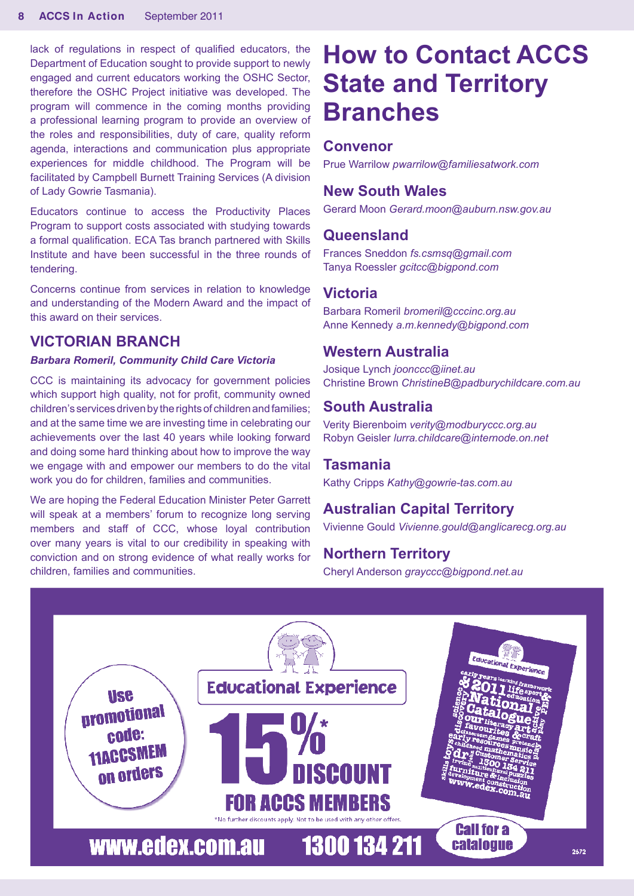lack of regulations in respect of qualified educators, the Department of Education sought to provide support to newly engaged and current educators working the OSHC Sector, therefore the OSHC Project initiative was developed. The program will commence in the coming months providing a professional learning program to provide an overview of the roles and responsibilities, duty of care, quality reform agenda, interactions and communication plus appropriate experiences for middle childhood. The Program will be facilitated by Campbell Burnett Training Services (A division of Lady Gowrie Tasmania).

Educators continue to access the Productivity Places Program to support costs associated with studying towards a formal qualification. ECA Tas branch partnered with Skills Institute and have been successful in the three rounds of tendering.

Concerns continue from services in relation to knowledge and understanding of the Modern Award and the impact of this award on their services.

## VICTORIAN BRANCH

***Barbara Romeril, Community Child Care Victoria***

CCC is maintaining its advocacy for government policies which support high quality, not for profit, community owned children's services driven by the rights of children and families; and at the same time we are investing time in celebrating our achievements over the last 40 years while looking forward and doing some hard thinking about how to improve the way we engage with and empower our members to do the vital work you do for children, families and communities.

We are hoping the Federal Education Minister Peter Garrett will speak at a members' forum to recognize long serving members and staff of CCC, whose loyal contribution over many years is vital to our credibility in speaking with conviction and on strong evidence of what really works for children, families and communities.

# How to Contact ACCS State and Territory Branches

## Convenor

Prue Warrilow *pwarrilow@familiesatwork.com*

## New South Wales

Gerard Moon *Gerard.moon@auburn.nsw.gov.au*

## Queensland

Frances Sneddon *fs.csmsq@gmail.com*
Tanya Roessler *gcitcc@bigpond.com*

## Victoria

Barbara Romeril *bromeril@cccinc.org.au*
Anne Kennedy *a.m.kennedy@bigpond.com*

## Western Australia

Josique Lynch *joonccc@iinet.au*
Christine Brown *ChristineB@padburychildcare.com.au*

## South Australia

Verity Bierenboim *verity@modburyccc.org.au*
Robyn Geisler *lurra.childcare@internode.on.net*

## Tasmania

Kathy Cripps *Kathy@gowrie-tas.com.au*

## Australian Capital Territory

Vivienne Gould *Vivienne.gould@anglicarecg.org.au*

## Northern Territory

Cheryl Anderson *grayccc@bigpond.net.au*

Use promotional code: 11ACCSMEM on orders

Educational Experience

15%* DISCOUNT FOR ACCS MEMBERS

*No further discounts apply. Not to be used with any other offers.

www.edex.com.au 1300 134 211

Call for a catalogue